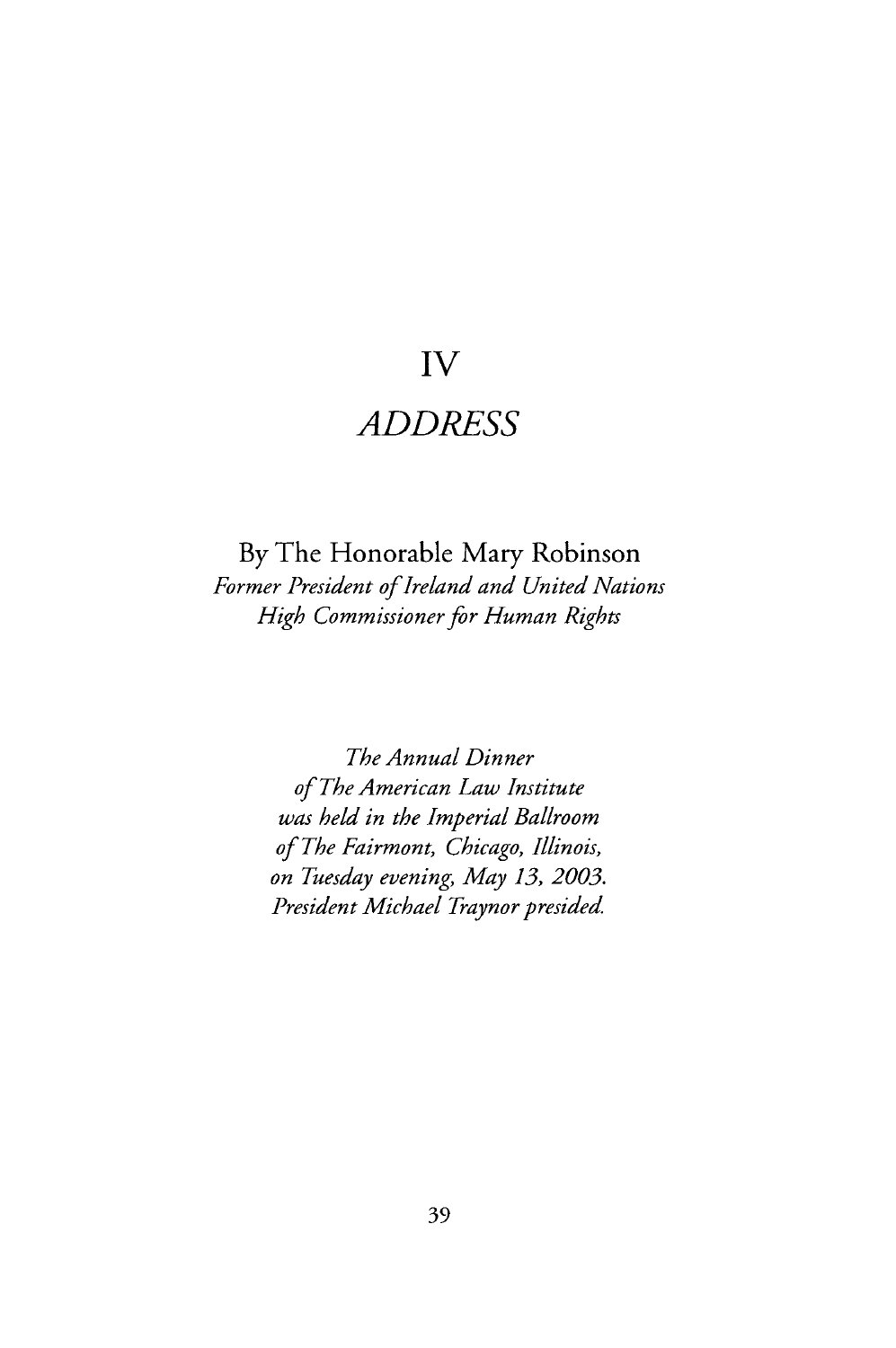# IV

# *ADDRESS*

By The Honorable Mary Robinson

*Former President of Ireland and United Nations High Commissioner for Human Rights*

*The Annual Dinner of The American Law Institute was held in the Imperial Ballroom of The Fairmont, Chicago, Illinois, on Tuesday evening, May 13, 2003. President Michael Traynor presided.*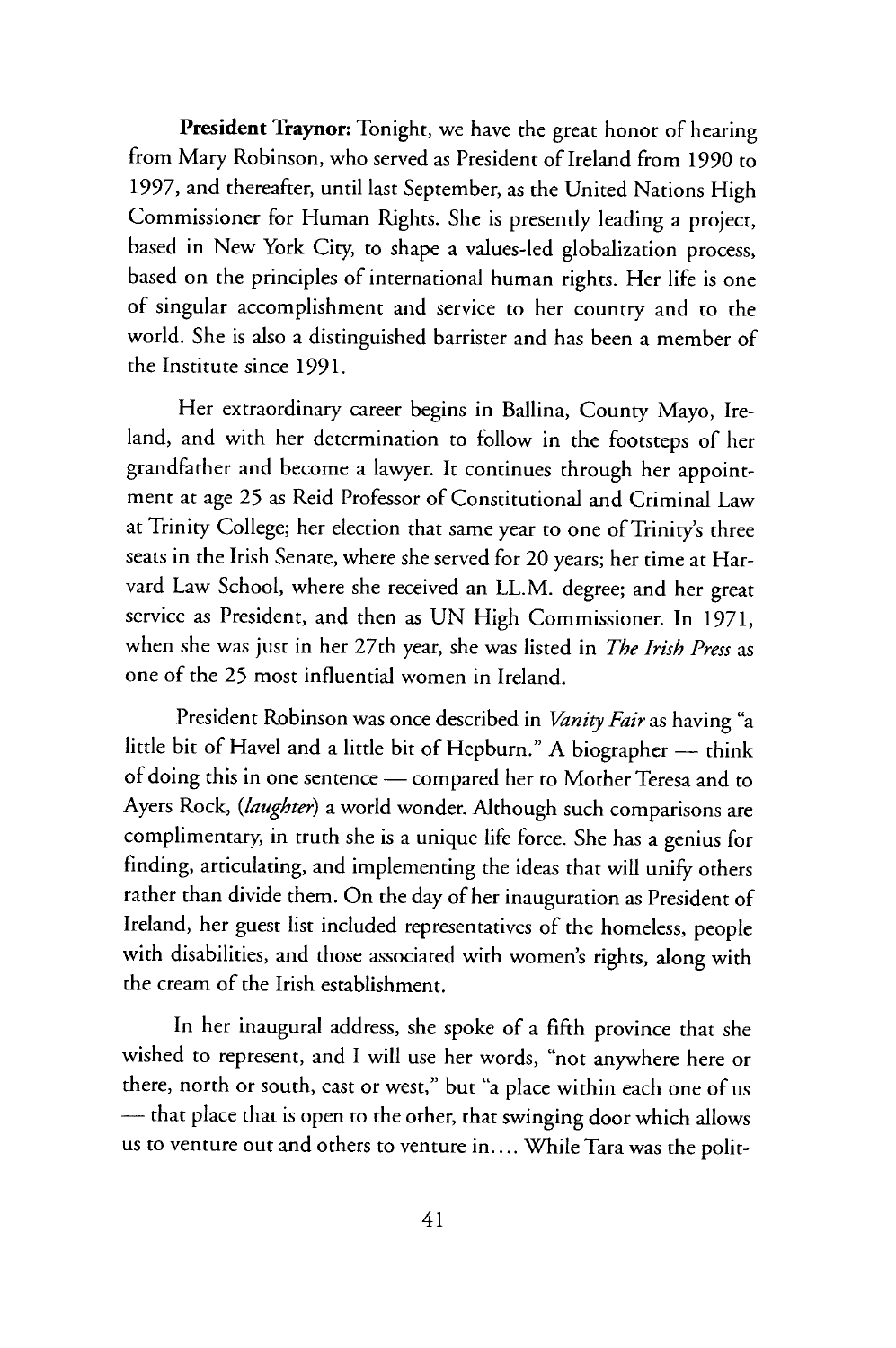**President Traynor:** Tonight, we have the great honor of hearing from Mary Robinson, who served as President of Ireland from 1990 to 1997, and thereafter, until last September, as the United Nations High Commissioner for Human Rights. She is presently leading a project, based in New York City, to shape a values-led globalization process, based on the principles of international human rights. Her life is one of singular accomplishment and service to her country and to the world. She is also a distinguished barrister and has been a member of the Institute since 1991.

Her extraordinary career begins in Ballina, County Mayo, Ireland, and with her determination to follow in the footsteps of her grandfather and become a lawyer. It continues through her appointment at age 25 as Reid Professor of Constitutional and Criminal Law at Trinity College; her election that same year to one of Trinity's three seats in the Irish Senate, where she served for 20 years; her time at Harvard Law School, where she received an LL.M. degree; and her great service as President, and then as UN High Commissioner. In 1971, when she was just in her 27th year, she was listed in *The Irish Press* as one of the 25 most influential women in Ireland.

President Robinson was once described in *Vanity Fair* as having "a little bit of Havel and a little bit of Hepburn." A biographer — think of doing this in one sentence — compared her to Mother Teresa and to Ayers Rock, (*laughter*) a world wonder. Although such comparisons are complimentary, in truth she is a unique life force. She has a genius for finding, articulating, and implementing the ideas that will unify others rather than divide them. On the day of her inauguration as President of Ireland, her guest list included representatives of the homeless, people with disabilities, and those associated with women's rights, along with the cream of the Irish establishment.

In her inaugural address, she spoke of a fifth province that she wished to represent, and I will use her words, "not anywhere here or there, north or south, east or west," but "a place within each one of us — that place that is open to the other, that swinging door which allows us to venture out and others to venture in.... While Tara was the polit-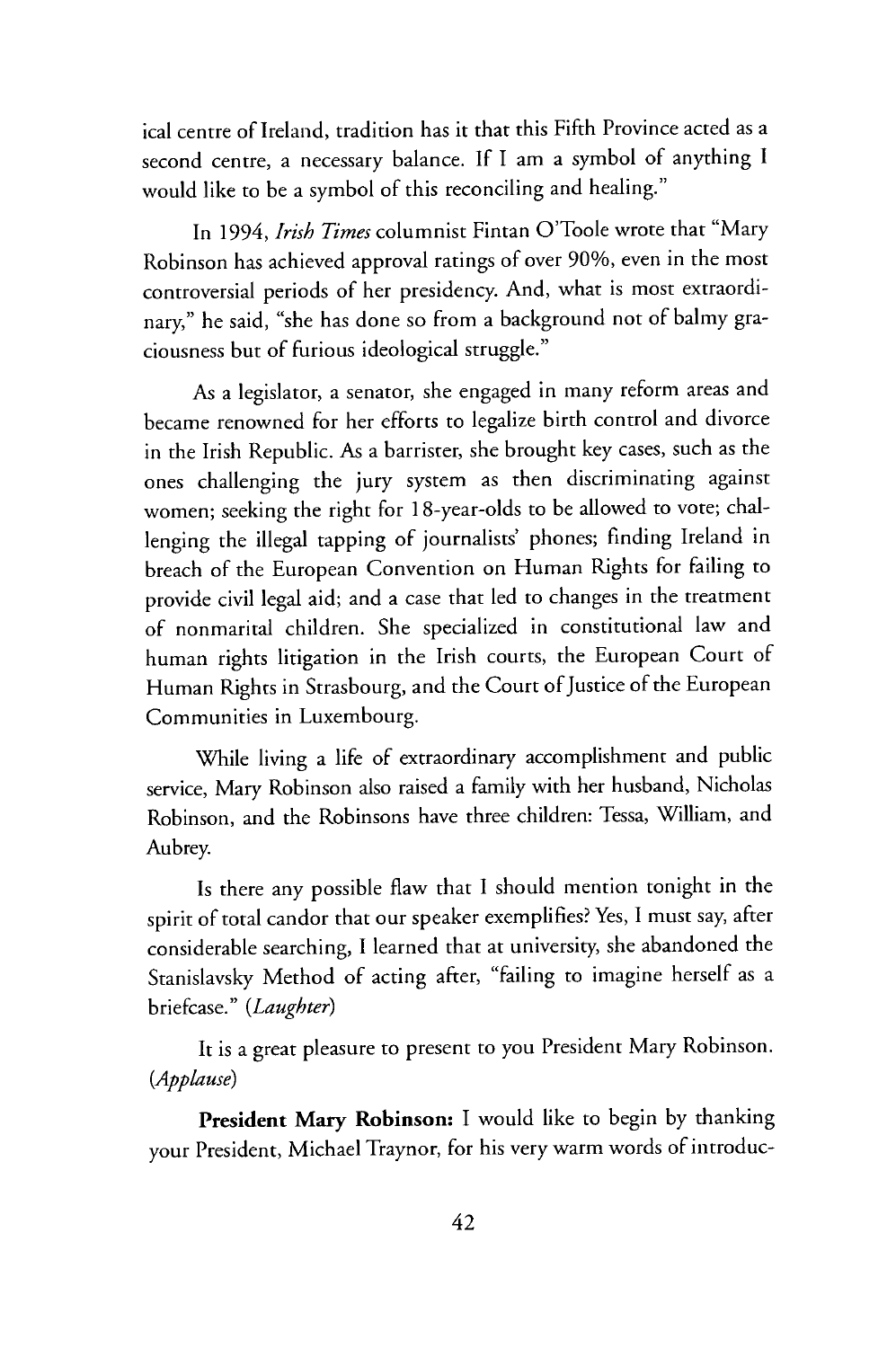ical centre of Ireland, tradition has it that this Fifth Province acted as a second centre, a necessary balance. If I am a symbol of anything I would like to be a symbol of this reconciling and healing."

In 1994, *Irish Times* columnist Fintan O'Toole wrote that "Mary Robinson has achieved approval ratings of over 90%, even in the most controversial periods of her presidency. And, what is most extraordinary," he said, "she has done so from a background not of balmy graciousness but of furious ideological struggle."

As a legislator, a senator, she engaged in many reform areas and became renowned for her efforts to legalize birth control and divorce in the Irish Republic. As a barrister, she brought key cases, such as the ones challenging the jury system as then discriminating against women; seeking the right for 18-year-olds to be allowed to vote; challenging the illegal tapping of journalists' phones; finding Ireland in breach of the European Convention on Human Rights for failing to provide civil legal aid; and a case that led to changes in the treatment of nonmarital children. She specialized in constitutional law and human rights litigation in the Irish courts, the European Court of Human Rights in Strasbourg, and the Court of Justice of the European Communities in Luxembourg.

While living a life of extraordinary accomplishment and public service, Mary Robinson also raised a family with her husband, Nicholas Robinson, and the Robinsons have three children: Tessa, William, and Aubrey.

Is there any possible flaw that I should mention tonight in the spirit of total candor that our speaker exemplifies? Yes, I must say, after considerable searching, I learned that at university, she abandoned the Stanislavsky Method of acting after, "failing to imagine herself as a briefcase." (*Laughter*)

It is a great pleasure to present to you President Mary Robinson. (*Applause*)

**President Mary Robinson:** I would like to begin by thanking your President, Michael Traynor, for his very warm words of introduc-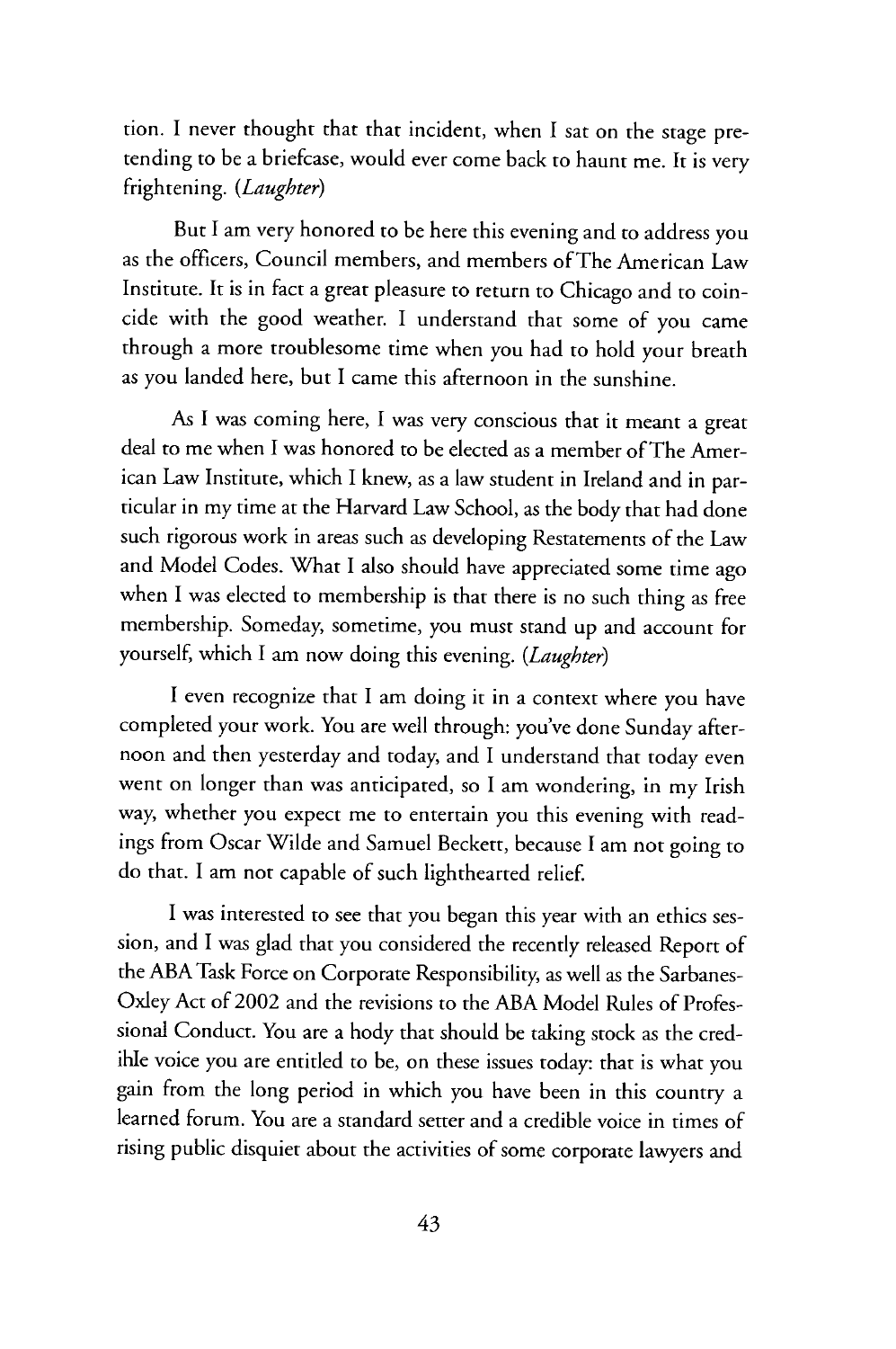tion. I never thought that that incident, when I sat on the stage pretending to be a briefcase, would ever come back to haunt me. It is very frightening. (*Laughter*)

But I am very honored to be here this evening and to address you as the officers, Council members, and members of The American Law Institute. It is in fact a great pleasure to return to Chicago and to coincide with the good weather. I understand that some of you came through a more troublesome time when you had to hold your breath as you landed here, but I came this afternoon in the sunshine.

As I was coming here, I was very conscious that it meant a great deal to me when I was honored to be elected as a member of The American Law Institute, which I knew, as a law student in Ireland and in particular in my time at the Harvard Law School, as the body that had done such rigorous work in areas such as developing Restatements of the Law and Model Codes. What I also should have appreciated some time ago when I was elected to membership is that there is no such thing as free membership. Someday, sometime, you must stand up and account for yourself, which I am now doing this evening. (*Laughter*)

I even recognize that I am doing it in a context where you have completed your work. You are well through: you've done Sunday afternoon and then yesterday and today, and I understand that today even went on longer than was anticipated, so I am wondering, in my Irish way, whether you expect me to entertain you this evening with readings from Oscar Wilde and Samuel Beckett, because I am not going to do that. I am not capable of such lighthearted relief.

I was interested to see that you began this year with an ethics session, and I was glad that you considered the recently released Report of the ABA Task Force on Corporate Responsibility, as well as the Sarbanes-Oxley Act of 2002 and the revisions to the ABA Model Rules of Professional Conduct. You are a hody that should be taking stock as the credihle voice you are entitled to be, on these issues today: that is what you gain from the long period in which you have been in this country a learned forum. You are a standard setter and a credible voice in times of rising public disquiet about the activities of some corporate lawyers and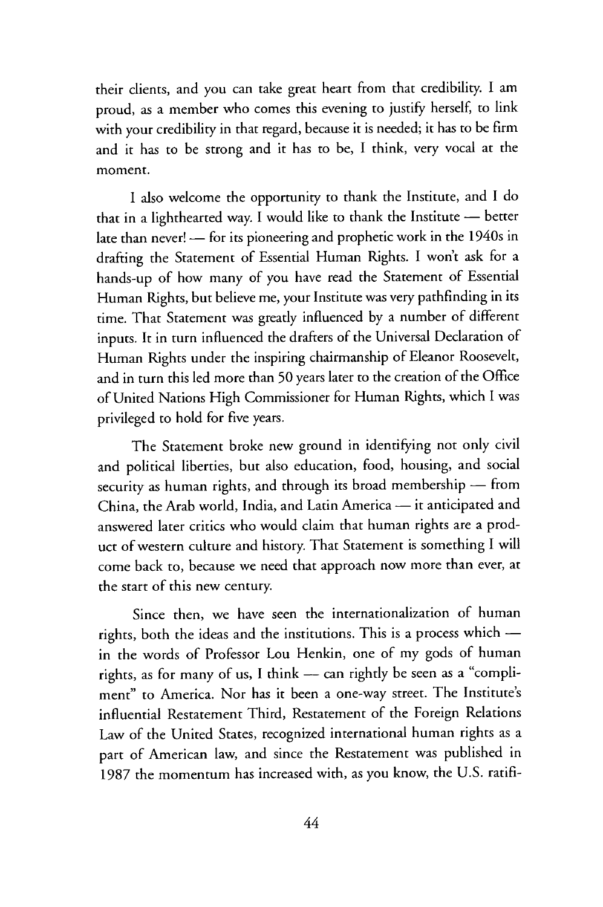their clients, and you can take great heart from that credibility. I am proud, as a member who comes this evening to justify herself, to link with your credibility in that regard, because it is needed; it has to be firm and it has to be strong and it has to be, I think, very vocal at the moment.

I also welcome the opportunity to thank the Institute, and I do that in a lighthearted way. I would like to thank the Institute — better late than never! — for its pioneering and prophetic work in the 1940s in drafting the Statement of Essential Human Rights. I won't ask for a hands-up of how many of you have read the Statement of Essential Human Rights, but believe me, your Institute was very pathfinding in its time. That Statement was greatly influenced by a number of different inputs. It in turn influenced the drafters of the Universal Declaration of Human Rights under the inspiring chairmanship of Eleanor Roosevelt, and in turn this led more than 50 years later to the creation of the Office of United Nations High Commissioner for Human Rights, which I was privileged to hold for five years.

The Statement broke new ground in identifying not only civil and political liberties, but also education, food, housing, and social security as human rights, and through its broad membership — from China, the Arab world, India, and Latin America — it anticipated and answered later critics who would claim that human rights are a product of western culture and history. That Statement is something I will come back to, because we need that approach now more than ever, at the start of this new century.

Since then, we have seen the internationalization of human rights, both the ideas and the institutions. This is a process which — in the words of Professor Lou Henkin, one of my gods of human rights, as for many of us, I think — can rightly be seen as a "compliment" to America. Nor has it been a one-way street. The Institute's influential Restatement Third, Restatement of the Foreign Relations Law of the United States, recognized international human rights as a part of American law, and since the Restatement was published in 1987 the momentum has increased with, as you know, the U.S. ratifi-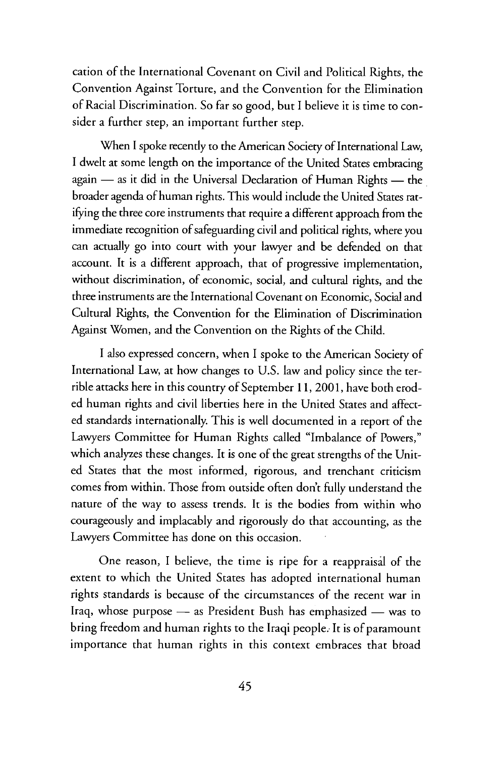cation of the International Covenant on Civil and Political Rights, the Convention Against Torture, and the Convention for the Elimination of Racial Discrimination. So far so good, but I believe it is time to consider a further step, an important further step.

When I spoke recently to the American Society of International Law, I dwelt at some length on the importance of the United States embracing again — as it did in the Universal Declaration of Human Rights — the broader agenda of human rights. This would include the United States ratifying the three core instruments that require a different approach from the immediate recognition of safeguarding civil and political rights, where you can actually go into court with your lawyer and be defended on that account. It is a different approach, that of progressive implementation, without discrimination, of economic, social, and cultural rights, and the three instruments are the International Covenant on Economic, Social and Cultural Rights, the Convention for the Elimination of Discrimination Against Women, and the Convention on the Rights of the Child.

I also expressed concern, when I spoke to the American Society of International Law, at how changes to U.S. law and policy since the terrible attacks here in this country of September 11, 2001, have both eroded human rights and civil liberties here in the United States and affected standards internationally. This is well documented in a report of the Lawyers Committee for Human Rights called "Imbalance of Powers," which analyzes these changes. It is one of the great strengths of the United States that the most informed, rigorous, and trenchant criticism comes from within. Those from outside often don't fully understand the nature of the way to assess trends. It is the bodies from within who courageously and implacably and rigorously do that accounting, as the Lawyers Committee has done on this occasion.

One reason, I believe, the time is ripe for a reappraisal of the extent to which the United States has adopted international human rights standards is because of the circumstances of the recent war in Iraq, whose purpose — as President Bush has emphasized — was to bring freedom and human rights to the Iraqi people. It is of paramount importance that human rights in this context embraces that broad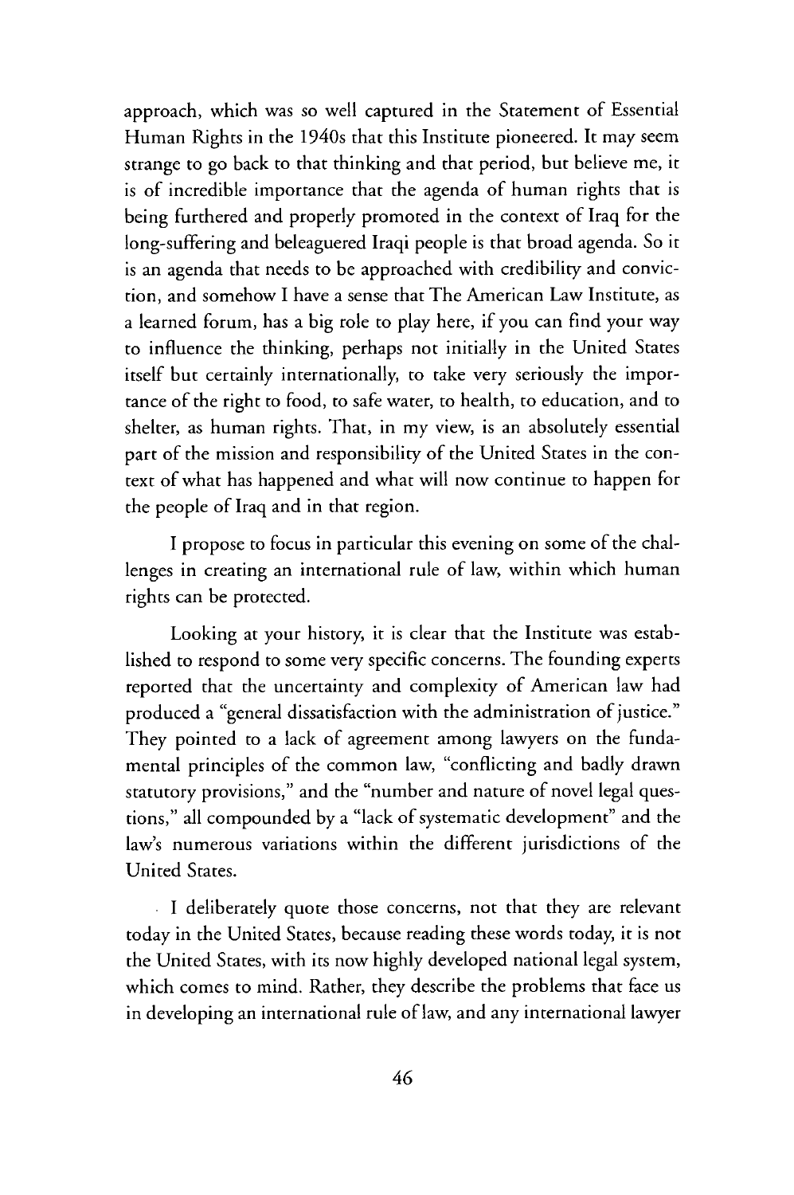approach, which was so well captured in the Statement of Essential Human Rights in the 1940s that this Institute pioneered. It may seem strange to go back to that thinking and that period, but believe me, it is of incredible importance that the agenda of human rights that is being furthered and properly promoted in the context of Iraq for the long-suffering and beleaguered Iraqi people is that broad agenda. So it is an agenda that needs to be approached with credibility and conviction, and somehow I have a sense that The American Law Institute, as a learned forum, has a big role to play here, if you can find your way to influence the thinking, perhaps not initially in the United States itself but certainly internationally, to take very seriously the importance of the right to food, to safe water, to health, to education, and to shelter, as human rights. That, in my view, is an absolutely essential part of the mission and responsibility of the United States in the context of what has happened and what will now continue to happen for the people of Iraq and in that region.

I propose to focus in particular this evening on some of the challenges in creating an international rule of law, within which human rights can be protected.

Looking at your history, it is clear that the Institute was established to respond to some very specific concerns. The founding experts reported that the uncertainty and complexity of American law had produced a "general dissatisfaction with the administration of justice." They pointed to a lack of agreement among lawyers on the fundamental principles of the common law, "conflicting and badly drawn statutory provisions," and the "number and nature of novel legal questions," all compounded by a "lack of systematic development" and the law's numerous variations within the different jurisdictions of the United States.

I deliberately quote those concerns, not that they are relevant today in the United States, because reading these words today, it is not the United States, with its now highly developed national legal system, which comes to mind. Rather, they describe the problems that face us in developing an international rule of law, and any international lawyer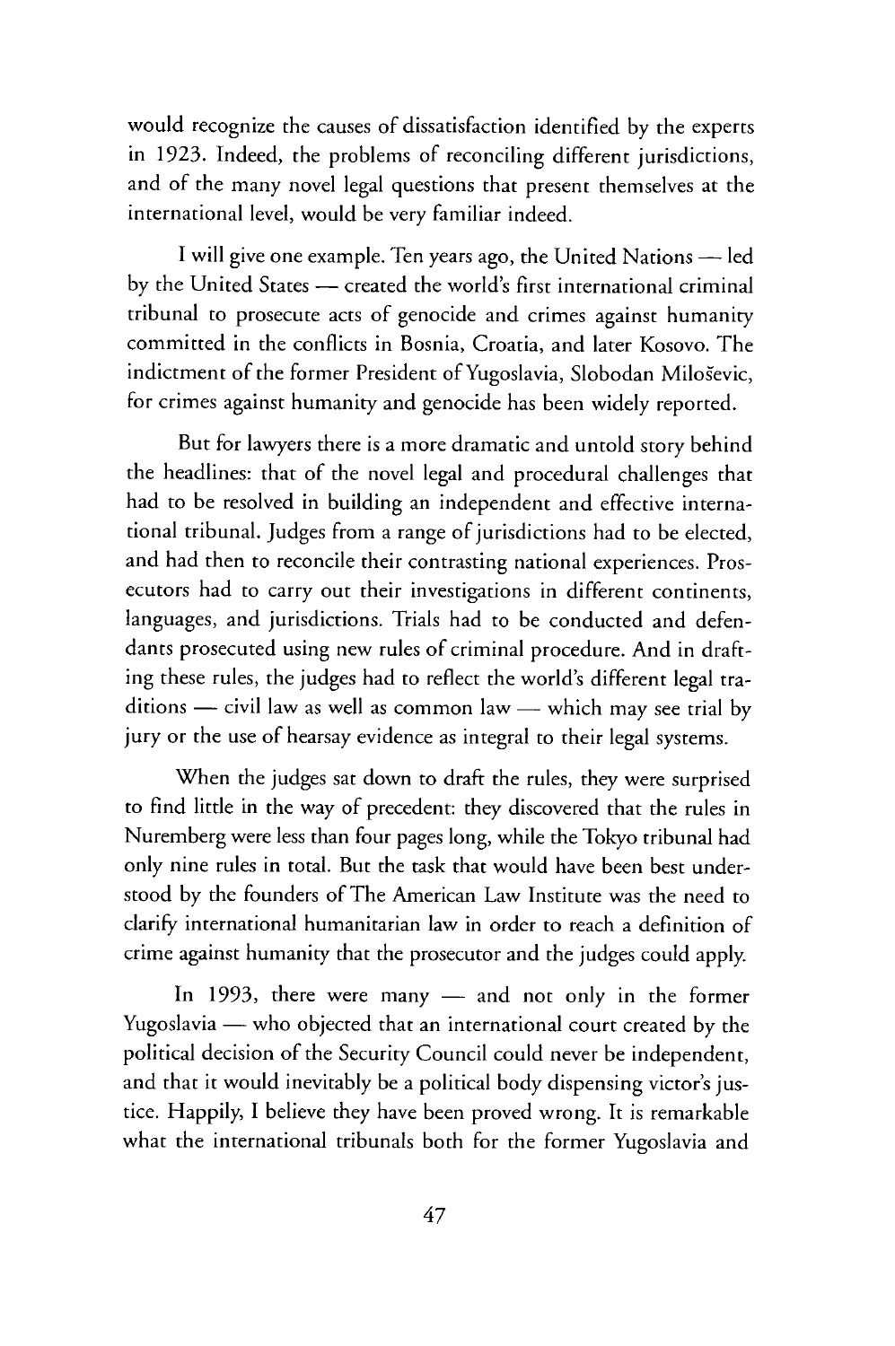would recognize the causes of dissatisfaction identified by the experts in 1923. Indeed, the problems of reconciling different jurisdictions, and of the many novel legal questions that present themselves at the international level, would be very familiar indeed.

I will give one example. Ten years ago, the United Nations — led by the United States — created the world's first international criminal tribunal to prosecute acts of genocide and crimes against humanity committed in the conflicts in Bosnia, Croatia, and later Kosovo. The indictment of the former President of Yugoslavia, Slobodan Milošević, for crimes against humanity and genocide has been widely reported.

But for lawyers there is a more dramatic and untold story behind the headlines: that of the novel legal and procedural challenges that had to be resolved in building an independent and effective international tribunal. Judges from a range of jurisdictions had to be elected, and had then to reconcile their contrasting national experiences. Prosecutors had to carry out their investigations in different continents, languages, and jurisdictions. Trials had to be conducted and defendants prosecuted using new rules of criminal procedure. And in drafting these rules, the judges had to reflect the world's different legal traditions — civil law as well as common law — which may see trial by jury or the use of hearsay evidence as integral to their legal systems.

When the judges sat down to draft the rules, they were surprised to find little in the way of precedent: they discovered that the rules in Nuremberg were less than four pages long, while the Tokyo tribunal had only nine rules in total. But the task that would have been best understood by the founders of The American Law Institute was the need to clarify international humanitarian law in order to reach a definition of crime against humanity that the prosecutor and the judges could apply.

In 1993, there were many — and not only in the former Yugoslavia — who objected that an international court created by the political decision of the Security Council could never be independent, and that it would inevitably be a political body dispensing victor's justice. Happily, I believe they have been proved wrong. It is remarkable what the international tribunals both for the former Yugoslavia and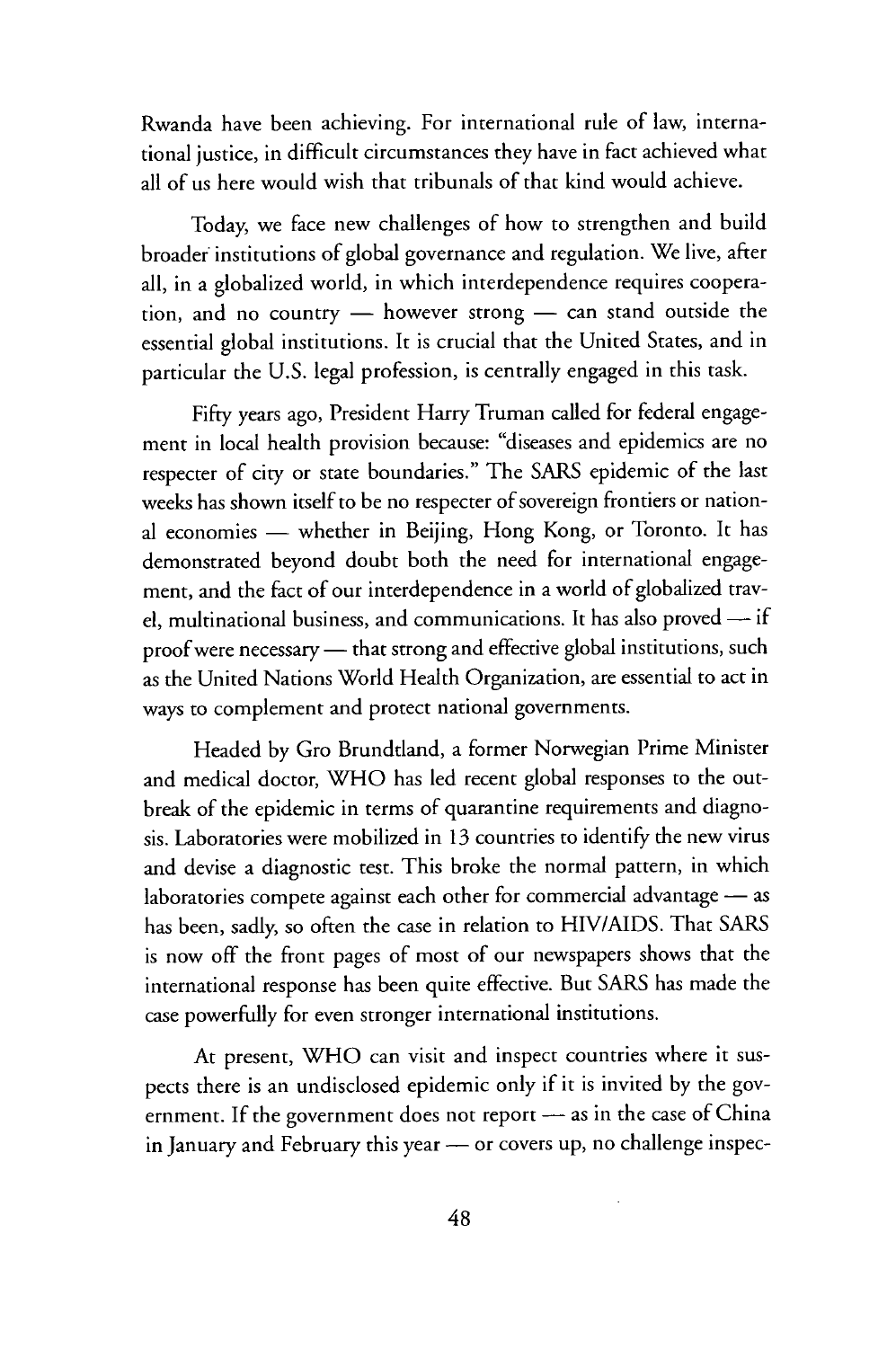Rwanda have been achieving. For international rule of law, international justice, in difficult circumstances they have in fact achieved what all of us here would wish that tribunals of that kind would achieve.

Today, we face new challenges of how to strengthen and build broader institutions of global governance and regulation. We live, after all, in a globalized world, in which interdependence requires cooperation, and no country — however strong — can stand outside the essential global institutions. It is crucial that the United States, and in particular the U.S. legal profession, is centrally engaged in this task.

Fifty years ago, President Harry Truman called for federal engagement in local health provision because: "diseases and epidemics are no respecter of city or state boundaries." The SARS epidemic of the last weeks has shown itself to be no respecter of sovereign frontiers or national economies — whether in Beijing, Hong Kong, or Toronto. It has demonstrated beyond doubt both the need for international engagement, and the fact of our interdependence in a world of globalized travel, multinational business, and communications. It has also proved — if proof were necessary — that strong and effective global institutions, such as the United Nations World Health Organization, are essential to act in ways to complement and protect national governments.

Headed by Gro Brundtland, a former Norwegian Prime Minister and medical doctor, WHO has led recent global responses to the outbreak of the epidemic in terms of quarantine requirements and diagnosis. Laboratories were mobilized in 13 countries to identify the new virus and devise a diagnostic test. This broke the normal pattern, in which laboratories compete against each other for commercial advantage — as has been, sadly, so often the case in relation to HIV/AIDS. That SARS is now off the front pages of most of our newspapers shows that the international response has been quite effective. But SARS has made the case powerfully for even stronger international institutions.

At present, WHO can visit and inspect countries where it suspects there is an undisclosed epidemic only if it is invited by the government. If the government does not report — as in the case of China in January and February this year — or covers up, no challenge inspec-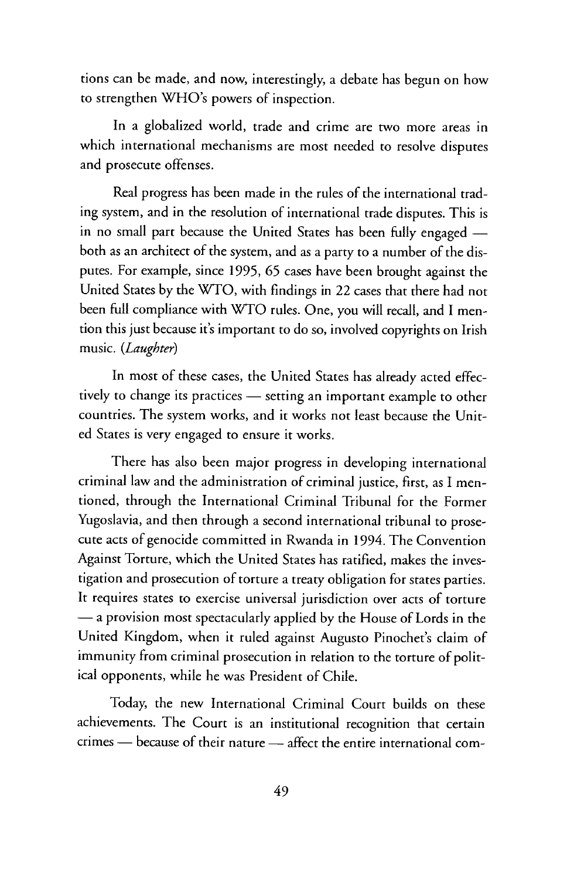tions can be made, and now, interestingly, a debate has begun on how to strengthen WHO's powers of inspection.

In a globalized world, trade and crime are two more areas in which international mechanisms are most needed to resolve disputes and prosecute offenses.

Real progress has been made in the rules of the international trading system, and in the resolution of international trade disputes. This is in no small part because the United States has been fully engaged — both as an architect of the system, and as a party to a number of the disputes. For example, since 1995, 65 cases have been brought against the United States by the WTO, with findings in 22 cases that there had not been full compliance with WTO rules. One, you will recall, and I mention this just because it's important to do so, involved copyrights on Irish music. *(Laughter)*

In most of these cases, the United States has already acted effectively to change its practices — setting an important example to other countries. The system works, and it works not least because the United States is very engaged to ensure it works.

There has also been major progress in developing international criminal law and the administration of criminal justice, first, as I mentioned, through the International Criminal Tribunal for the Former Yugoslavia, and then through a second international tribunal to prosecute acts of genocide committed in Rwanda in 1994. The Convention Against Torture, which the United States has ratified, makes the investigation and prosecution of torture a treaty obligation for states parties. It requires states to exercise universal jurisdiction over acts of torture — a provision most spectacularly applied by the House of Lords in the United Kingdom, when it ruled against Augusto Pinochet's claim of immunity from criminal prosecution in relation to the torture of political opponents, while he was President of Chile.

Today, the new International Criminal Court builds on these achievements. The Court is an institutional recognition that certain crimes — because of their nature — affect the entire international com-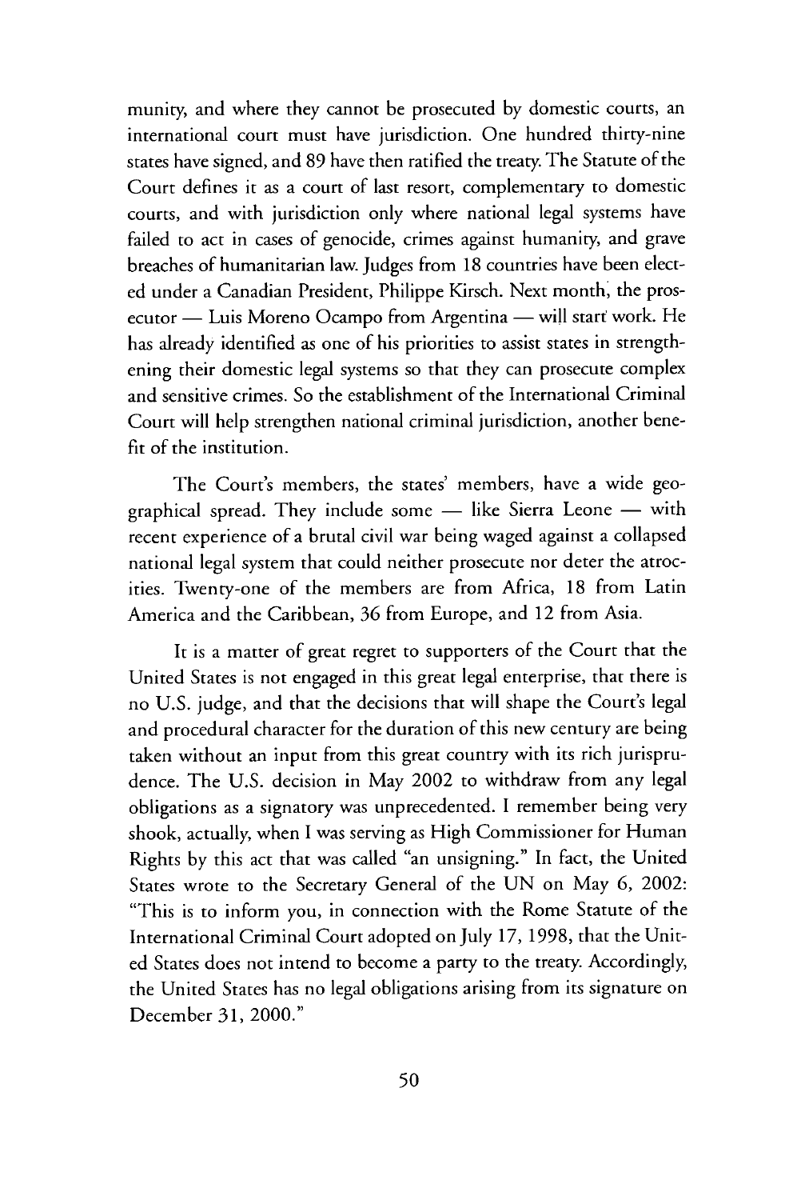munity, and where they cannot be prosecuted by domestic courts, an international court must have jurisdiction. One hundred thirty-nine states have signed, and 89 have then ratified the treaty. The Statute of the Court defines it as a court of last resort, complementary to domestic courts, and with jurisdiction only where national legal systems have failed to act in cases of genocide, crimes against humanity, and grave breaches of humanitarian law. Judges from 18 countries have been elected under a Canadian President, Philippe Kirsch. Next month, the prosecutor — Luis Moreno Ocampo from Argentina — will start work. He has already identified as one of his priorities to assist states in strengthening their domestic legal systems so that they can prosecute complex and sensitive crimes. So the establishment of the International Criminal Court will help strengthen national criminal jurisdiction, another benefit of the institution.

The Court's members, the states' members, have a wide geographical spread. They include some — like Sierra Leone — with recent experience of a brutal civil war being waged against a collapsed national legal system that could neither prosecute nor deter the atrocities. Twenty-one of the members are from Africa, 18 from Latin America and the Caribbean, 36 from Europe, and 12 from Asia.

It is a matter of great regret to supporters of the Court that the United States is not engaged in this great legal enterprise, that there is no U.S. judge, and that the decisions that will shape the Court's legal and procedural character for the duration of this new century are being taken without an input from this great country with its rich jurisprudence. The U.S. decision in May 2002 to withdraw from any legal obligations as a signatory was unprecedented. I remember being very shook, actually, when I was serving as High Commissioner for Human Rights by this act that was called "an unsigning." In fact, the United States wrote to the Secretary General of the UN on May 6, 2002: "This is to inform you, in connection with the Rome Statute of the International Criminal Court adopted on July 17, 1998, that the United States does not intend to become a party to the treaty. Accordingly, the United States has no legal obligations arising from its signature on December 31, 2000."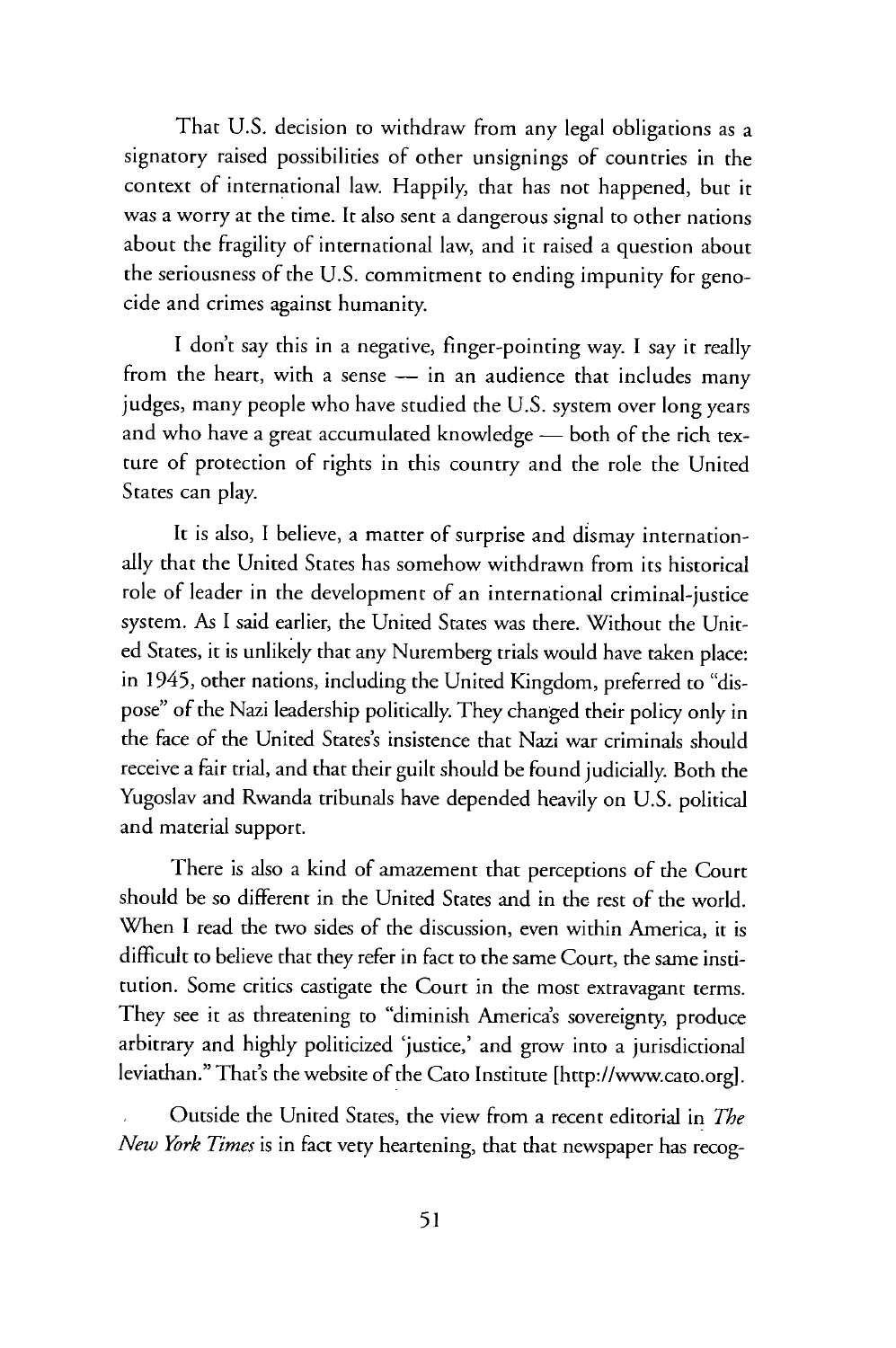That U.S. decision to withdraw from any legal obligations as a signatory raised possibilities of other unsignings of countries in the context of international law. Happily, that has not happened, but it was a worry at the time. It also sent a dangerous signal to other nations about the fragility of international law, and it raised a question about the seriousness of the U.S. commitment to ending impunity for genocide and crimes against humanity.

I don't say this in a negative, finger-pointing way. I say it really from the heart, with a sense — in an audience that includes many judges, many people who have studied the U.S. system over long years and who have a great accumulated knowledge — both of the rich texture of protection of rights in this country and the role the United States can play.

It is also, I believe, a matter of surprise and dismay internationally that the United States has somehow withdrawn from its historical role of leader in the development of an international criminal-justice system. As I said earlier, the United States was there. Without the United States, it is unlikely that any Nuremberg trials would have taken place: in 1945, other nations, including the United Kingdom, preferred to "dispose" of the Nazi leadership politically. They changed their policy only in the face of the United States's insistence that Nazi war criminals should receive a fair trial, and that their guilt should be found judicially. Both the Yugoslav and Rwanda tribunals have depended heavily on U.S. political and material support.

There is also a kind of amazement that perceptions of the Court should be so different in the United States and in the rest of the world. When I read the two sides of the discussion, even within America, it is difficult to believe that they refer in fact to the same Court, the same institution. Some critics castigate the Court in the most extravagant terms. They see it as threatening to "diminish America's sovereignty, produce arbitrary and highly politicized 'justice,' and grow into a jurisdictional leviathan." That's the website of the Cato Institute [http://www.cato.org].

Outside the United States, the view from a recent editorial in *The New York Times* is in fact very heartening, that that newspaper has recog-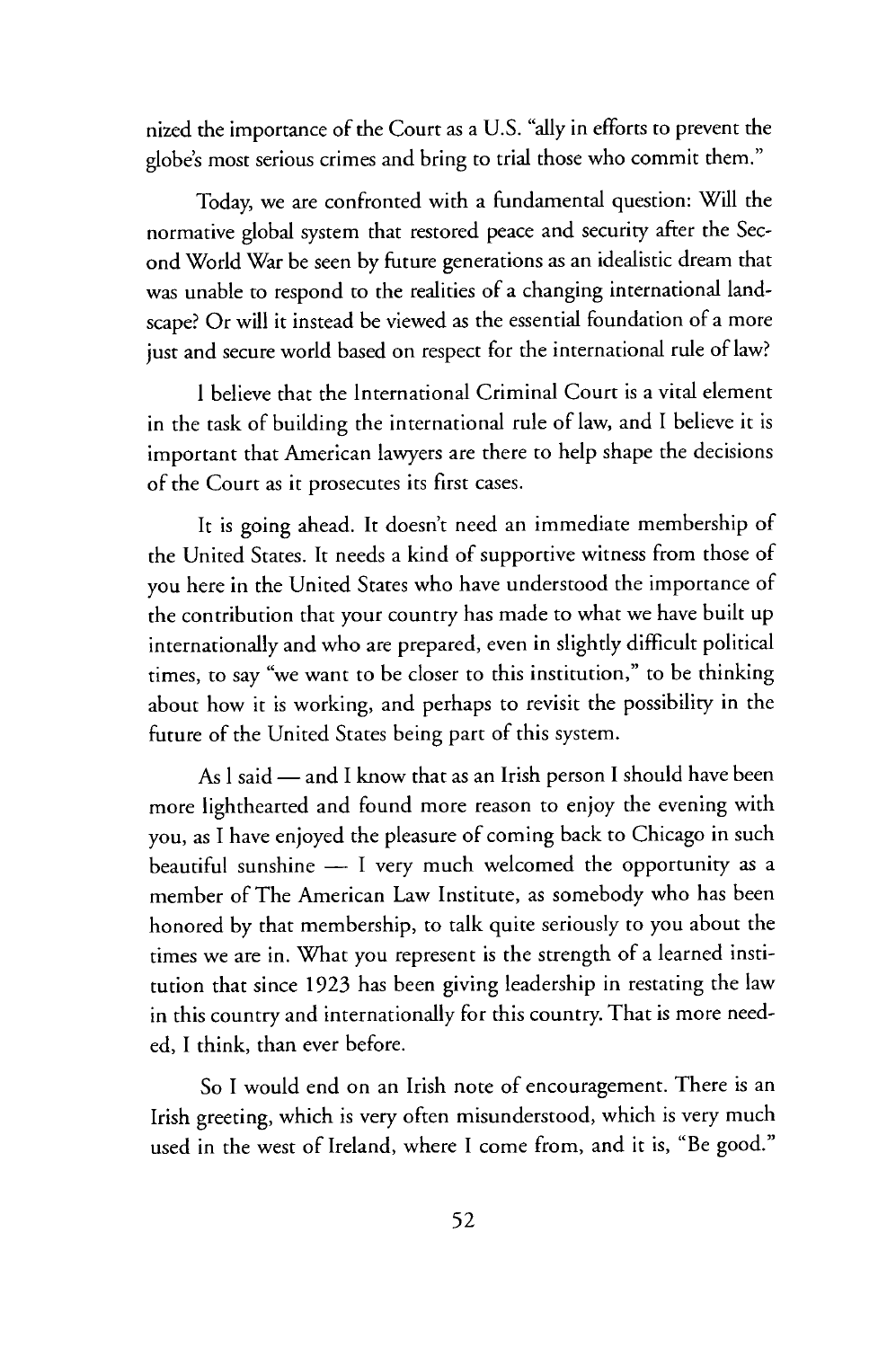nized the importance of the Court as a U.S. "ally in efforts to prevent the globe's most serious crimes and bring to trial those who commit them."

Today, we are confronted with a fundamental question: Will the normative global system that restored peace and security after the Second World War be seen by future generations as an idealistic dream that was unable to respond to the realities of a changing international landscape? Or will it instead be viewed as the essential foundation of a more just and secure world based on respect for the international rule of law?

I believe that the International Criminal Court is a vital element in the task of building the international rule of law, and I believe it is important that American lawyers are there to help shape the decisions of the Court as it prosecutes its first cases.

It is going ahead. It doesn't need an immediate membership of the United States. It needs a kind of supportive witness from those of you here in the United States who have understood the importance of the contribution that your country has made to what we have built up internationally and who are prepared, even in slightly difficult political times, to say "we want to be closer to this institution," to be thinking about how it is working, and perhaps to revisit the possibility in the future of the United States being part of this system.

As I said — and I know that as an Irish person I should have been more lighthearted and found more reason to enjoy the evening with you, as I have enjoyed the pleasure of coming back to Chicago in such beautiful sunshine — I very much welcomed the opportunity as a member of The American Law Institute, as somebody who has been honored by that membership, to talk quite seriously to you about the times we are in. What you represent is the strength of a learned institution that since 1923 has been giving leadership in restating the law in this country and internationally for this country. That is more needed, I think, than ever before.

So I would end on an Irish note of encouragement. There is an Irish greeting, which is very often misunderstood, which is very much used in the west of Ireland, where I come from, and it is, "Be good."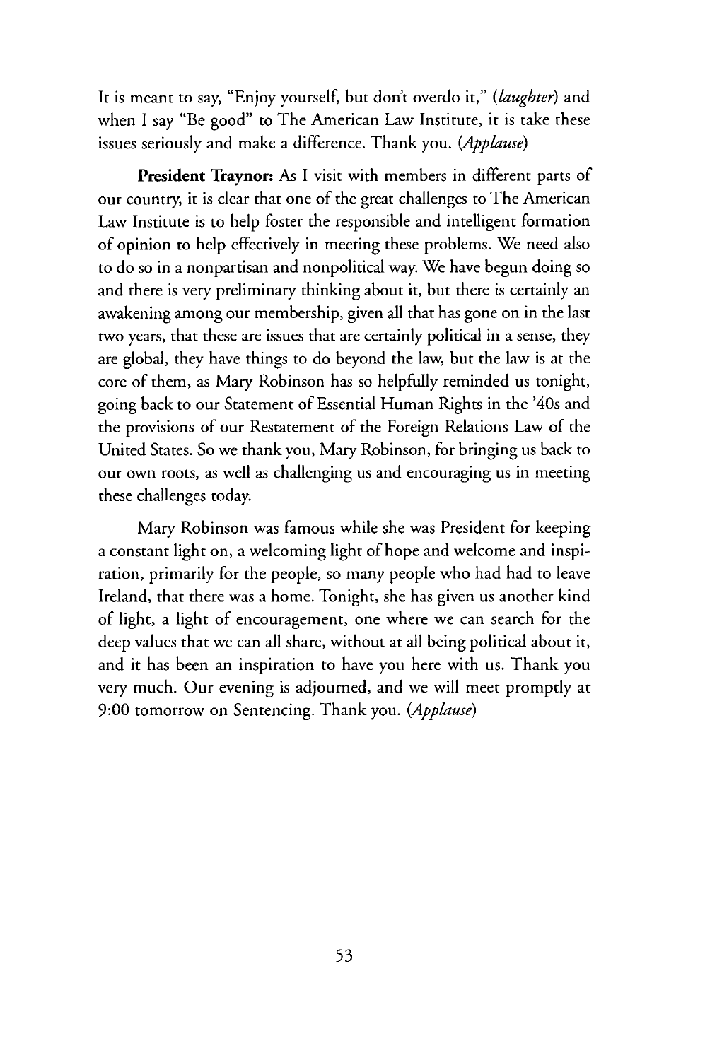It is meant to say, "Enjoy yourself, but don't overdo it," (*laughter*) and when I say "Be good" to The American Law Institute, it is take these issues seriously and make a difference. Thank you. (*Applause*)

**President Traynor:** As I visit with members in different parts of our country, it is clear that one of the great challenges to The American Law Institute is to help foster the responsible and intelligent formation of opinion to help effectively in meeting these problems. We need also to do so in a nonpartisan and nonpolitical way. We have begun doing so and there is very preliminary thinking about it, but there is certainly an awakening among our membership, given all that has gone on in the last two years, that these are issues that are certainly political in a sense, they are global, they have things to do beyond the law, but the law is at the core of them, as Mary Robinson has so helpfully reminded us tonight, going back to our Statement of Essential Human Rights in the '40s and the provisions of our Restatement of the Foreign Relations Law of the United States. So we thank you, Mary Robinson, for bringing us back to our own roots, as well as challenging us and encouraging us in meeting these challenges today.

Mary Robinson was famous while she was President for keeping a constant light on, a welcoming light of hope and welcome and inspiration, primarily for the people, so many people who had had to leave Ireland, that there was a home. Tonight, she has given us another kind of light, a light of encouragement, one where we can search for the deep values that we can all share, without at all being political about it, and it has been an inspiration to have you here with us. Thank you very much. Our evening is adjourned, and we will meet promptly at 9:00 tomorrow on Sentencing. Thank you. (*Applause*)